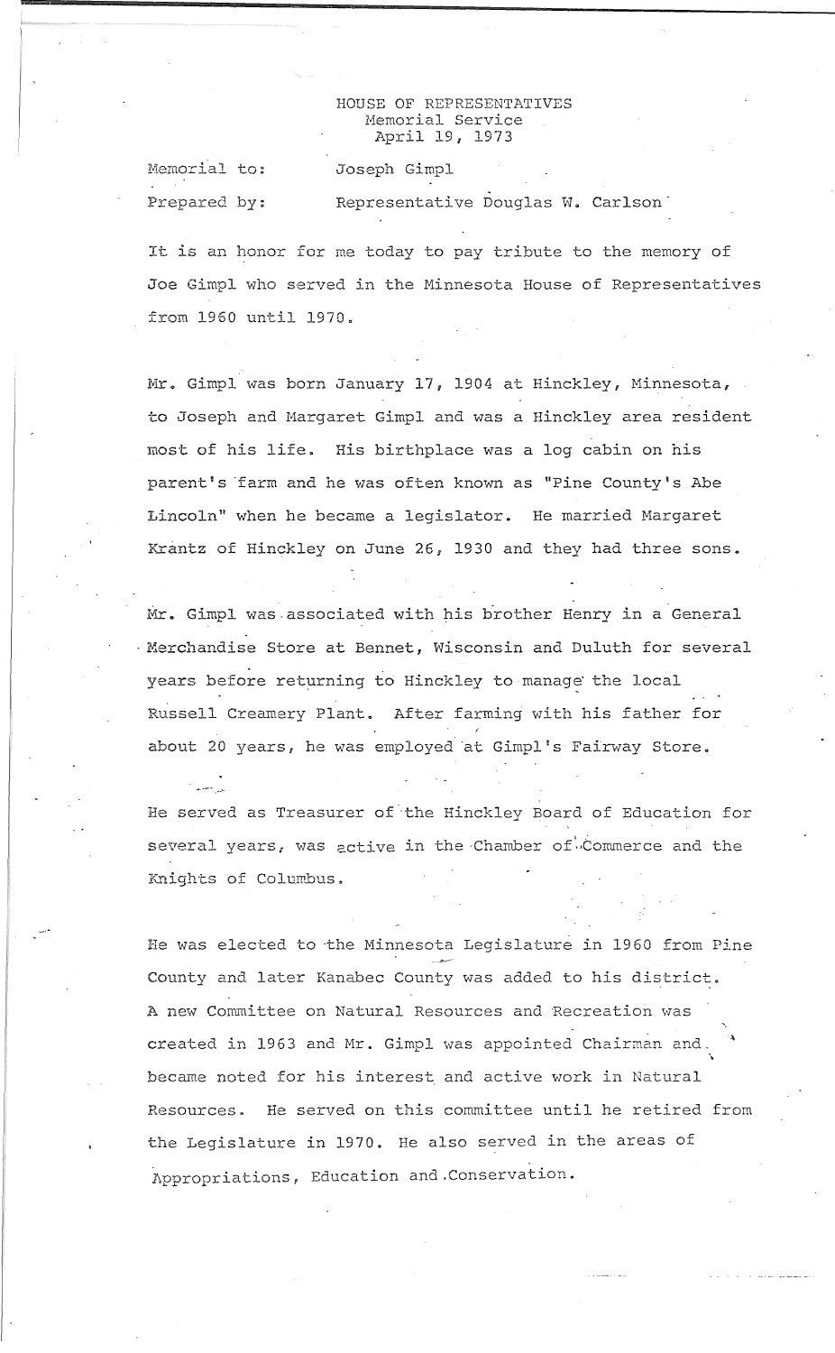HOUSE OF REPRESENTATIVES
Memorial Service
April 19, 1973

Memorial to: Joseph Gimpl

Prepared by: Representative Douglas W. Carlson

It is an honor for me today to pay tribute to the memory of Joe Gimpl who served in the Minnesota House of Representatives from 1960 until 1970.

Mr. Gimpl was born January 17, 1904 at Hinckley, Minnesota, to Joseph and Margaret Gimpl and was a Hinckley area resident most of his life. His birthplace was a log cabin on his parent's farm and he was often known as "Pine County's Abe Lincoln" when he became a legislator. He married Margaret Krantz of Hinckley on June 26, 1930 and they had three sons.

Mr. Gimpl was associated with his brother Henry in a General Merchandise Store at Bennet, Wisconsin and Duluth for several years before returning to Hinckley to manage the local Russell Creamery Plant. After farming with his father for about 20 years, he was employed at Gimpl's Fairway Store.

He served as Treasurer of the Hinckley Board of Education for several years, was active in the Chamber of Commerce and the Knights of Columbus.

He was elected to the Minnesota Legislature in 1960 from Pine County and later Kanabec County was added to his district. A new Committee on Natural Resources and Recreation was created in 1963 and Mr. Gimpl was appointed Chairman and became noted for his interest and active work in Natural Resources. He served on this committee until he retired from the Legislature in 1970. He also served in the areas of Appropriations, Education and Conservation.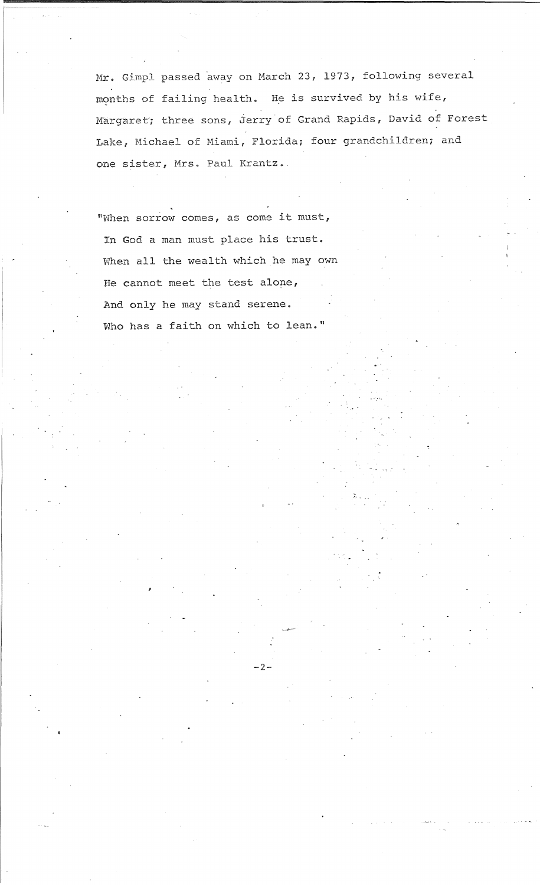Mr. Gimpl passed away on March 23, 1973, following several months of failing health. He is survived by his wife, Margaret; three sons, Jerry of Grand Rapids, David of Forest Lake, Michael of Miami, Florida; four grandchildren; and one sister, Mrs. Paul Krantz.

"When sorrow comes, as come it must,
In God a man must place his trust.
When all the wealth which he may own
He cannot meet the test alone,
And only he may stand serene.
Who has a faith on which to lean."